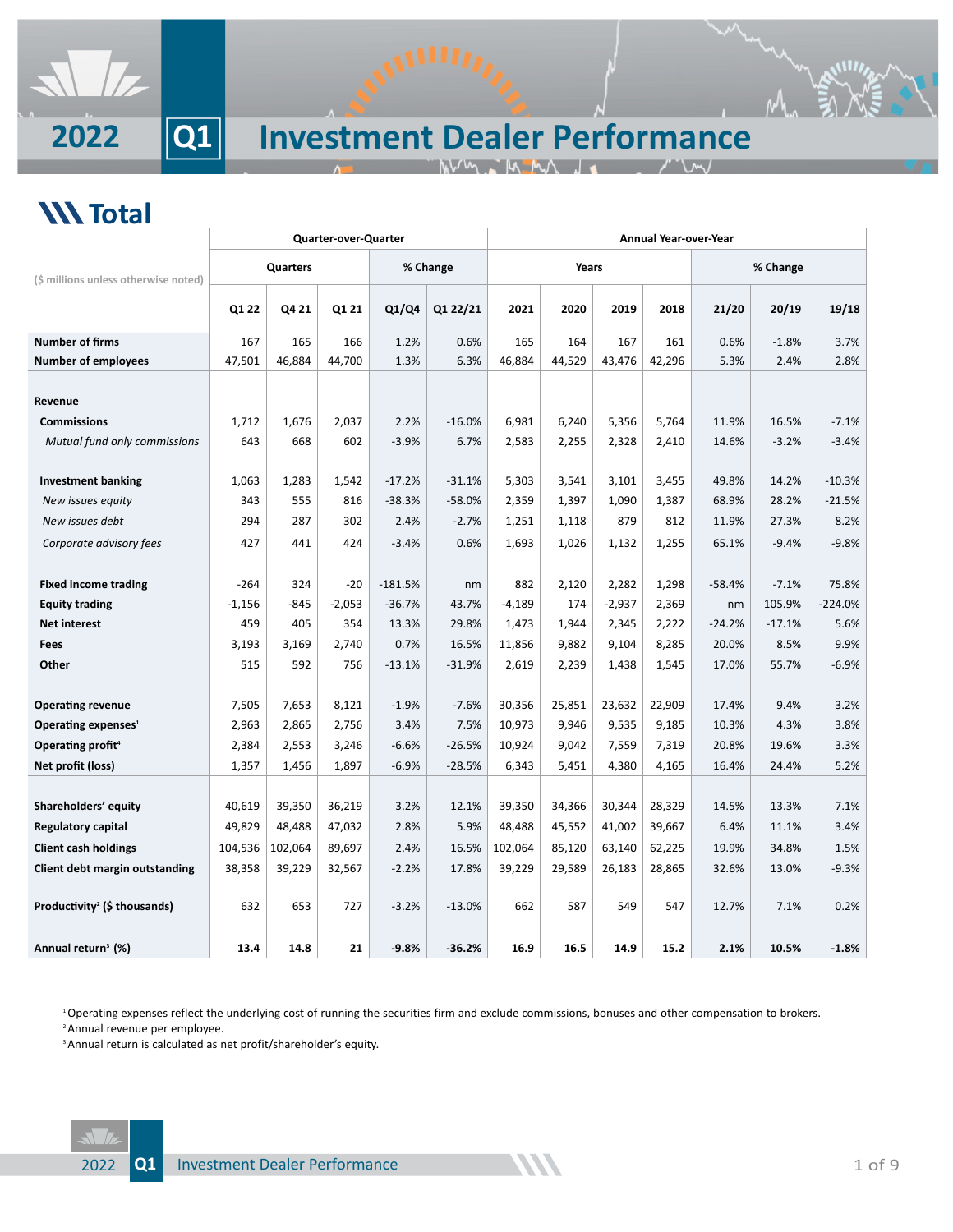# 2022 Q1 Investment Dealer Performance

## Total

| ($ millions unless otherwise noted) | Quarter-over-Quarter | | | | | Annual Year-over-Year | | | | | | |
|---|---|---|---|---|---|---|---|---|---|---|---|---|
| | Quarters | | | % Change | | Years | | | | % Change | | |
| | Q1 22 | Q4 21 | Q1 21 | Q1/Q4 | Q1 22/21 | 2021 | 2020 | 2019 | 2018 | 21/20 | 20/19 | 19/18 |
| **Number of firms** | 167 | 165 | 166 | 1.2% | 0.6% | 165 | 164 | 167 | 161 | 0.6% | -1.8% | 3.7% |
| **Number of employees** | 47,501 | 46,884 | 44,700 | 1.3% | 6.3% | 46,884 | 44,529 | 43,476 | 42,296 | 5.3% | 2.4% | 2.8% |
| **Revenue** | | | | | | | | | | | | |
| **Commissions** | 1,712 | 1,676 | 2,037 | 2.2% | -16.0% | 6,981 | 6,240 | 5,356 | 5,764 | 11.9% | 16.5% | -7.1% |
| *Mutual fund only commissions* | 643 | 668 | 602 | -3.9% | 6.7% | 2,583 | 2,255 | 2,328 | 2,410 | 14.6% | -3.2% | -3.4% |
| **Investment banking** | 1,063 | 1,283 | 1,542 | -17.2% | -31.1% | 5,303 | 3,541 | 3,101 | 3,455 | 49.8% | 14.2% | -10.3% |
| *New issues equity* | 343 | 555 | 816 | -38.3% | -58.0% | 2,359 | 1,397 | 1,090 | 1,387 | 68.9% | 28.2% | -21.5% |
| *New issues debt* | 294 | 287 | 302 | 2.4% | -2.7% | 1,251 | 1,118 | 879 | 812 | 11.9% | 27.3% | 8.2% |
| *Corporate advisory fees* | 427 | 441 | 424 | -3.4% | 0.6% | 1,693 | 1,026 | 1,132 | 1,255 | 65.1% | -9.4% | -9.8% |
| **Fixed income trading** | -264 | 324 | -20 | -181.5% | nm | 882 | 2,120 | 2,282 | 1,298 | -58.4% | -7.1% | 75.8% |
| **Equity trading** | -1,156 | -845 | -2,053 | -36.7% | 43.7% | -4,189 | 174 | -2,937 | 2,369 | nm | 105.9% | -224.0% |
| **Net interest** | 459 | 405 | 354 | 13.3% | 29.8% | 1,473 | 1,944 | 2,345 | 2,222 | -24.2% | -17.1% | 5.6% |
| **Fees** | 3,193 | 3,169 | 2,740 | 0.7% | 16.5% | 11,856 | 9,882 | 9,104 | 8,285 | 20.0% | 8.5% | 9.9% |
| **Other** | 515 | 592 | 756 | -13.1% | -31.9% | 2,619 | 2,239 | 1,438 | 1,545 | 17.0% | 55.7% | -6.9% |
| **Operating revenue** | 7,505 | 7,653 | 8,121 | -1.9% | -7.6% | 30,356 | 25,851 | 23,632 | 22,909 | 17.4% | 9.4% | 3.2% |
| **Operating expenses**[1] | 2,963 | 2,865 | 2,756 | 3.4% | 7.5% | 10,973 | 9,946 | 9,535 | 9,185 | 10.3% | 4.3% | 3.8% |
| **Operating profit**[4] | 2,384 | 2,553 | 3,246 | -6.6% | -26.5% | 10,924 | 9,042 | 7,559 | 7,319 | 20.8% | 19.6% | 3.3% |
| **Net profit (loss)** | 1,357 | 1,456 | 1,897 | -6.9% | -28.5% | 6,343 | 5,451 | 4,380 | 4,165 | 16.4% | 24.4% | 5.2% |
| **Shareholders' equity** | 40,619 | 39,350 | 36,219 | 3.2% | 12.1% | 39,350 | 34,366 | 30,344 | 28,329 | 14.5% | 13.3% | 7.1% |
| **Regulatory capital** | 49,829 | 48,488 | 47,032 | 2.8% | 5.9% | 48,488 | 45,552 | 41,002 | 39,667 | 6.4% | 11.1% | 3.4% |
| **Client cash holdings** | 104,536 | 102,064 | 89,697 | 2.4% | 16.5% | 102,064 | 85,120 | 63,140 | 62,225 | 19.9% | 34.8% | 1.5% |
| **Client debt margin outstanding** | 38,358 | 39,229 | 32,567 | -2.2% | 17.8% | 39,229 | 29,589 | 26,183 | 28,865 | 32.6% | 13.0% | -9.3% |
| **Productivity**[2] **($ thousands)** | 632 | 653 | 727 | -3.2% | -13.0% | 662 | 587 | 549 | 547 | 12.7% | 7.1% | 0.2% |
| **Annual return**[3] **(%)** | **13.4** | **14.8** | **21** | **-9.8%** | **-36.2%** | **16.9** | **16.5** | **14.9** | **15.2** | **2.1%** | **10.5%** | **-1.8%** |

[1] Operating expenses reflect the underlying cost of running the securities firm and exclude commissions, bonuses and other compensation to brokers.
[2] Annual revenue per employee.
[3] Annual return is calculated as net profit/shareholder's equity.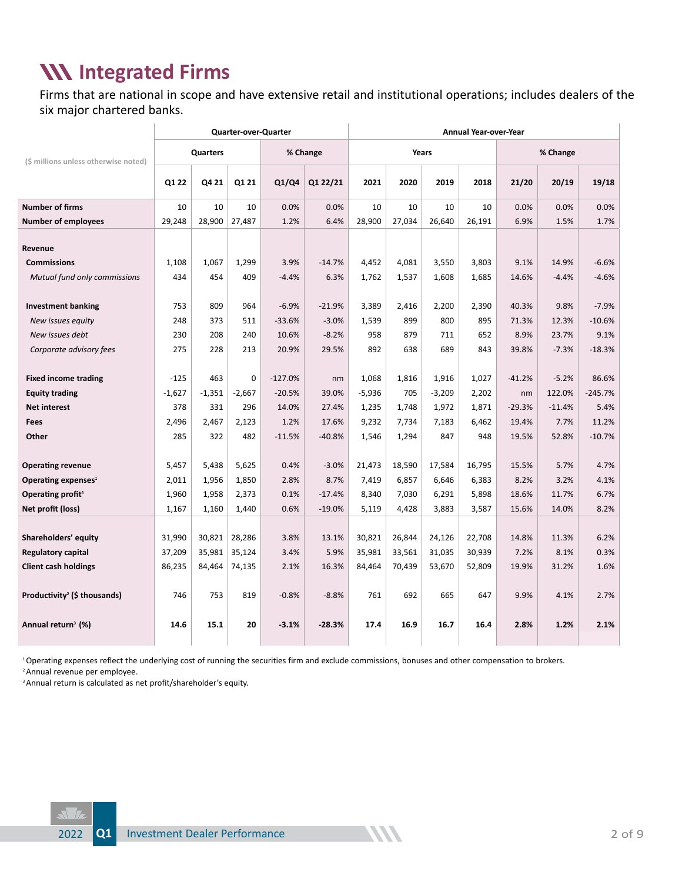# Integrated Firms

Firms that are national in scope and have extensive retail and institutional operations; includes dealers of the six major chartered banks.

| ($ millions unless otherwise noted) | Quarter-over-Quarter | | | | | Annual Year-over-Year | | | | | | |
|---|---|---|---|---|---|---|---|---|---|---|---|---|
| | Quarters | | | % Change | | Years | | | | % Change | | |
| | Q1 22 | Q4 21 | Q1 21 | Q1/Q4 | Q1 22/21 | 2021 | 2020 | 2019 | 2018 | 21/20 | 20/19 | 19/18 |
| **Number of firms** | 10 | 10 | 10 | 0.0% | 0.0% | 10 | 10 | 10 | 10 | 0.0% | 0.0% | 0.0% |
| **Number of employees** | 29,248 | 28,900 | 27,487 | 1.2% | 6.4% | 28,900 | 27,034 | 26,640 | 26,191 | 6.9% | 1.5% | 1.7% |
| **Revenue** | | | | | | | | | | | | |
| **Commissions** | 1,108 | 1,067 | 1,299 | 3.9% | -14.7% | 4,452 | 4,081 | 3,550 | 3,803 | 9.1% | 14.9% | -6.6% |
| *Mutual fund only commissions* | 434 | 454 | 409 | -4.4% | 6.3% | 1,762 | 1,537 | 1,608 | 1,685 | 14.6% | -4.4% | -4.6% |
| **Investment banking** | 753 | 809 | 964 | -6.9% | -21.9% | 3,389 | 2,416 | 2,200 | 2,390 | 40.3% | 9.8% | -7.9% |
| *New issues equity* | 248 | 373 | 511 | -33.6% | -3.0% | 1,539 | 899 | 800 | 895 | 71.3% | 12.3% | -10.6% |
| *New issues debt* | 230 | 208 | 240 | 10.6% | -8.2% | 958 | 879 | 711 | 652 | 8.9% | 23.7% | 9.1% |
| *Corporate advisory fees* | 275 | 228 | 213 | 20.9% | 29.5% | 892 | 638 | 689 | 843 | 39.8% | -7.3% | -18.3% |
| **Fixed income trading** | -125 | 463 | 0 | -127.0% | nm | 1,068 | 1,816 | 1,916 | 1,027 | -41.2% | -5.2% | 86.6% |
| **Equity trading** | -1,627 | -1,351 | -2,667 | -20.5% | 39.0% | -5,936 | 705 | -3,209 | 2,202 | nm | 122.0% | -245.7% |
| **Net interest** | 378 | 331 | 296 | 14.0% | 27.4% | 1,235 | 1,748 | 1,972 | 1,871 | -29.3% | -11.4% | 5.4% |
| **Fees** | 2,496 | 2,467 | 2,123 | 1.2% | 17.6% | 9,232 | 7,734 | 7,183 | 6,462 | 19.4% | 7.7% | 11.2% |
| **Other** | 285 | 322 | 482 | -11.5% | -40.8% | 1,546 | 1,294 | 847 | 948 | 19.5% | 52.8% | -10.7% |
| **Operating revenue** | 5,457 | 5,438 | 5,625 | 0.4% | -3.0% | 21,473 | 18,590 | 17,584 | 16,795 | 15.5% | 5.7% | 4.7% |
| **Operating expenses[1]** | 2,011 | 1,956 | 1,850 | 2.8% | 8.7% | 7,419 | 6,857 | 6,646 | 6,383 | 8.2% | 3.2% | 4.1% |
| **Operating profit[4]** | 1,960 | 1,958 | 2,373 | 0.1% | -17.4% | 8,340 | 7,030 | 6,291 | 5,898 | 18.6% | 11.7% | 6.7% |
| **Net profit (loss)** | 1,167 | 1,160 | 1,440 | 0.6% | -19.0% | 5,119 | 4,428 | 3,883 | 3,587 | 15.6% | 14.0% | 8.2% |
| **Shareholders' equity** | 31,990 | 30,821 | 28,286 | 3.8% | 13.1% | 30,821 | 26,844 | 24,126 | 22,708 | 14.8% | 11.3% | 6.2% |
| **Regulatory capital** | 37,209 | 35,981 | 35,124 | 3.4% | 5.9% | 35,981 | 33,561 | 31,035 | 30,939 | 7.2% | 8.1% | 0.3% |
| **Client cash holdings** | 86,235 | 84,464 | 74,135 | 2.1% | 16.3% | 84,464 | 70,439 | 53,670 | 52,809 | 19.9% | 31.2% | 1.6% |
| **Productivity[2] ($ thousands)** | 746 | 753 | 819 | -0.8% | -8.8% | 761 | 692 | 665 | 647 | 9.9% | 4.1% | 2.7% |
| **Annual return[3] (%)** | **14.6** | **15.1** | **20** | **-3.1%** | **-28.3%** | **17.4** | **16.9** | **16.7** | **16.4** | **2.8%** | **1.2%** | **2.1%** |

[1] Operating expenses reflect the underlying cost of running the securities firm and exclude commissions, bonuses and other compensation to brokers.
[2] Annual revenue per employee.
[3] Annual return is calculated as net profit/shareholder's equity.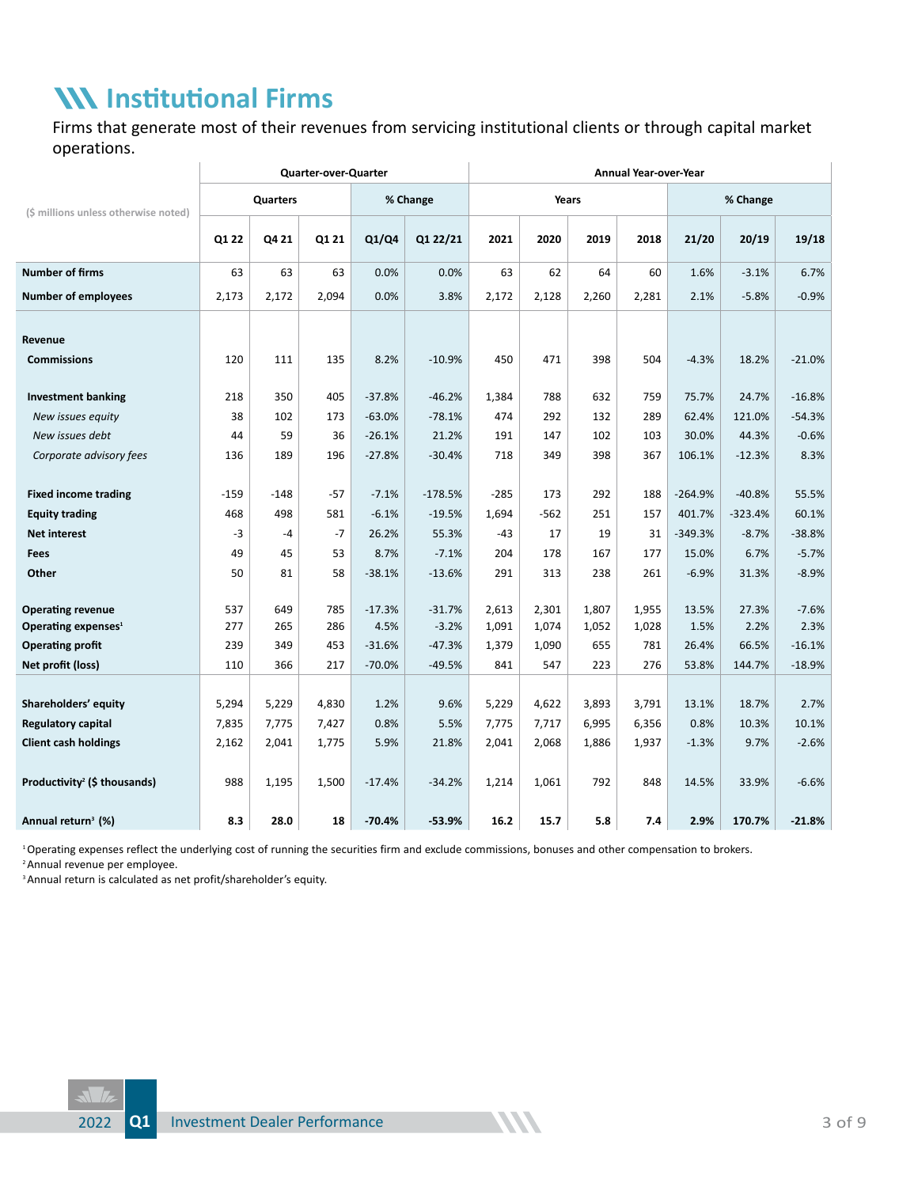# Institutional Firms

Firms that generate most of their revenues from servicing institutional clients or through capital market operations.

| ($ millions unless otherwise noted) | Quarter-over-Quarter | | | | | Annual Year-over-Year | | | | | | |
|---|---|---|---|---|---|---|---|---|---|---|---|---|
| | Quarters | | | % Change | | Years | | | | % Change | | |
| | Q1 22 | Q4 21 | Q1 21 | Q1/Q4 | Q1 22/21 | 2021 | 2020 | 2019 | 2018 | 21/20 | 20/19 | 19/18 |
| **Number of firms** | 63 | 63 | 63 | 0.0% | 0.0% | 63 | 62 | 64 | 60 | 1.6% | -3.1% | 6.7% |
| **Number of employees** | 2,173 | 2,172 | 2,094 | 0.0% | 3.8% | 2,172 | 2,128 | 2,260 | 2,281 | 2.1% | -5.8% | -0.9% |
| **Revenue** | | | | | | | | | | | | |
| **Commissions** | 120 | 111 | 135 | 8.2% | -10.9% | 450 | 471 | 398 | 504 | -4.3% | 18.2% | -21.0% |
| **Investment banking** | 218 | 350 | 405 | -37.8% | -46.2% | 1,384 | 788 | 632 | 759 | 75.7% | 24.7% | -16.8% |
| *New issues equity* | 38 | 102 | 173 | -63.0% | -78.1% | 474 | 292 | 132 | 289 | 62.4% | 121.0% | -54.3% |
| *New issues debt* | 44 | 59 | 36 | -26.1% | 21.2% | 191 | 147 | 102 | 103 | 30.0% | 44.3% | -0.6% |
| *Corporate advisory fees* | 136 | 189 | 196 | -27.8% | -30.4% | 718 | 349 | 398 | 367 | 106.1% | -12.3% | 8.3% |
| **Fixed income trading** | -159 | -148 | -57 | -7.1% | -178.5% | -285 | 173 | 292 | 188 | -264.9% | -40.8% | 55.5% |
| **Equity trading** | 468 | 498 | 581 | -6.1% | -19.5% | 1,694 | -562 | 251 | 157 | 401.7% | -323.4% | 60.1% |
| **Net interest** | -3 | -4 | -7 | 26.2% | 55.3% | -43 | 17 | 19 | 31 | -349.3% | -8.7% | -38.8% |
| **Fees** | 49 | 45 | 53 | 8.7% | -7.1% | 204 | 178 | 167 | 177 | 15.0% | 6.7% | -5.7% |
| **Other** | 50 | 81 | 58 | -38.1% | -13.6% | 291 | 313 | 238 | 261 | -6.9% | 31.3% | -8.9% |
| **Operating revenue** | 537 | 649 | 785 | -17.3% | -31.7% | 2,613 | 2,301 | 1,807 | 1,955 | 13.5% | 27.3% | -7.6% |
| **Operating expenses**[1] | 277 | 265 | 286 | 4.5% | -3.2% | 1,091 | 1,074 | 1,052 | 1,028 | 1.5% | 2.2% | 2.3% |
| **Operating profit** | 239 | 349 | 453 | -31.6% | -47.3% | 1,379 | 1,090 | 655 | 781 | 26.4% | 66.5% | -16.1% |
| **Net profit (loss)** | 110 | 366 | 217 | -70.0% | -49.5% | 841 | 547 | 223 | 276 | 53.8% | 144.7% | -18.9% |
| **Shareholders' equity** | 5,294 | 5,229 | 4,830 | 1.2% | 9.6% | 5,229 | 4,622 | 3,893 | 3,791 | 13.1% | 18.7% | 2.7% |
| **Regulatory capital** | 7,835 | 7,775 | 7,427 | 0.8% | 5.5% | 7,775 | 7,717 | 6,995 | 6,356 | 0.8% | 10.3% | 10.1% |
| **Client cash holdings** | 2,162 | 2,041 | 1,775 | 5.9% | 21.8% | 2,041 | 2,068 | 1,886 | 1,937 | -1.3% | 9.7% | -2.6% |
| **Productivity**[2] **($ thousands)** | 988 | 1,195 | 1,500 | -17.4% | -34.2% | 1,214 | 1,061 | 792 | 848 | 14.5% | 33.9% | -6.6% |
| **Annual return**[3] **(%)** | **8.3** | **28.0** | **18** | **-70.4%** | **-53.9%** | **16.2** | **15.7** | **5.8** | **7.4** | **2.9%** | **170.7%** | **-21.8%** |

[1] Operating expenses reflect the underlying cost of running the securities firm and exclude commissions, bonuses and other compensation to brokers.
[2] Annual revenue per employee.
[3] Annual return is calculated as net profit/shareholder's equity.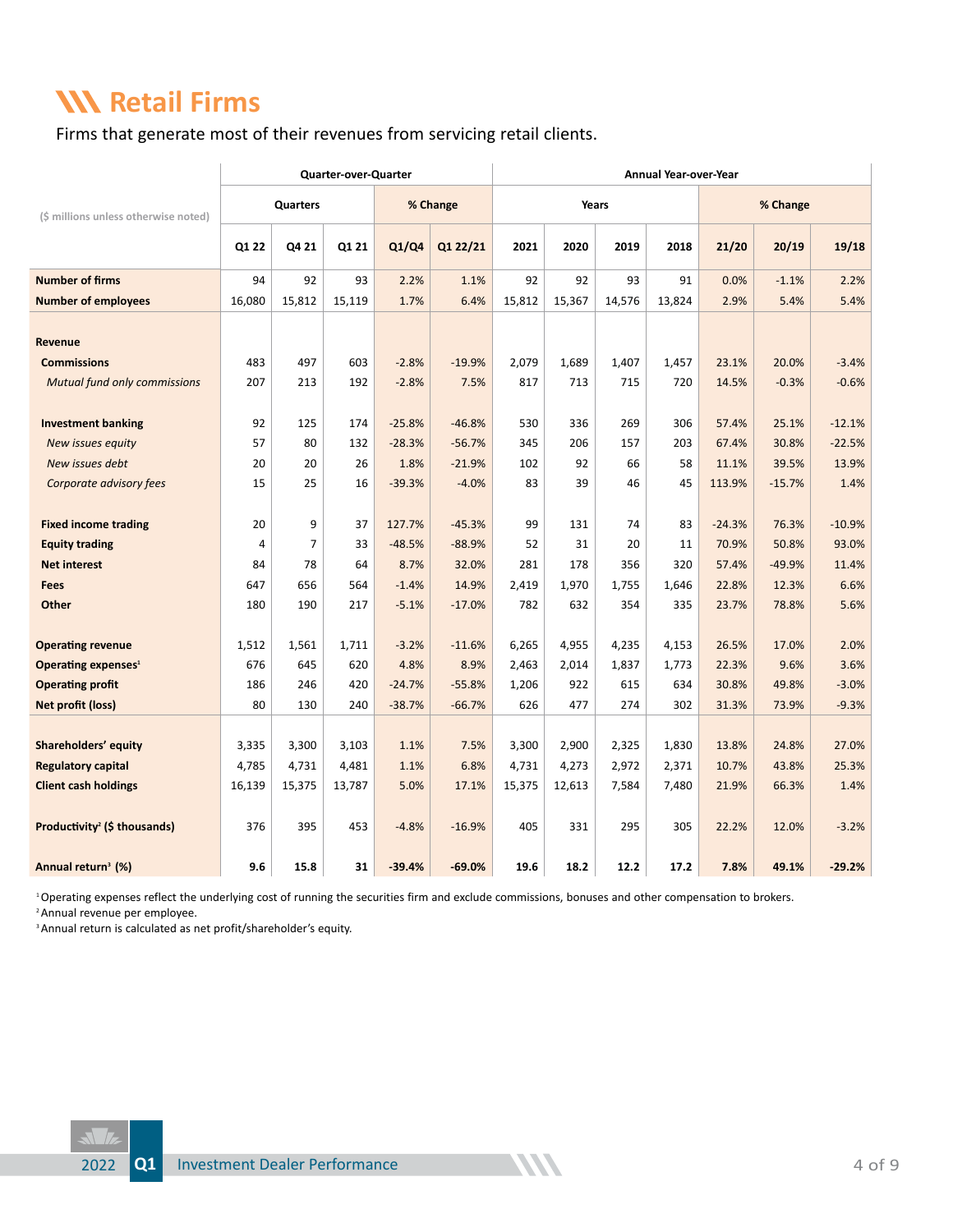# Retail Firms

Firms that generate most of their revenues from servicing retail clients.

| ($ millions unless otherwise noted) | Quarter-over-Quarter | | | | | Annual Year-over-Year | | | | | | |
|---|---|---|---|---|---|---|---|---|---|---|---|---|
| | Quarters | | | % Change | | Years | | | | % Change | | |
| | Q1 22 | Q4 21 | Q1 21 | Q1/Q4 | Q1 22/21 | 2021 | 2020 | 2019 | 2018 | 21/20 | 20/19 | 19/18 |
| **Number of firms** | 94 | 92 | 93 | 2.2% | 1.1% | 92 | 92 | 93 | 91 | 0.0% | -1.1% | 2.2% |
| **Number of employees** | 16,080 | 15,812 | 15,119 | 1.7% | 6.4% | 15,812 | 15,367 | 14,576 | 13,824 | 2.9% | 5.4% | 5.4% |
| **Revenue** | | | | | | | | | | | | |
| **Commissions** | 483 | 497 | 603 | -2.8% | -19.9% | 2,079 | 1,689 | 1,407 | 1,457 | 23.1% | 20.0% | -3.4% |
| *Mutual fund only commissions* | 207 | 213 | 192 | -2.8% | 7.5% | 817 | 713 | 715 | 720 | 14.5% | -0.3% | -0.6% |
| **Investment banking** | 92 | 125 | 174 | -25.8% | -46.8% | 530 | 336 | 269 | 306 | 57.4% | 25.1% | -12.1% |
| *New issues equity* | 57 | 80 | 132 | -28.3% | -56.7% | 345 | 206 | 157 | 203 | 67.4% | 30.8% | -22.5% |
| *New issues debt* | 20 | 20 | 26 | 1.8% | -21.9% | 102 | 92 | 66 | 58 | 11.1% | 39.5% | 13.9% |
| *Corporate advisory fees* | 15 | 25 | 16 | -39.3% | -4.0% | 83 | 39 | 46 | 45 | 113.9% | -15.7% | 1.4% |
| **Fixed income trading** | 20 | 9 | 37 | 127.7% | -45.3% | 99 | 131 | 74 | 83 | -24.3% | 76.3% | -10.9% |
| **Equity trading** | 4 | 7 | 33 | -48.5% | -88.9% | 52 | 31 | 20 | 11 | 70.9% | 50.8% | 93.0% |
| **Net interest** | 84 | 78 | 64 | 8.7% | 32.0% | 281 | 178 | 356 | 320 | 57.4% | -49.9% | 11.4% |
| **Fees** | 647 | 656 | 564 | -1.4% | 14.9% | 2,419 | 1,970 | 1,755 | 1,646 | 22.8% | 12.3% | 6.6% |
| **Other** | 180 | 190 | 217 | -5.1% | -17.0% | 782 | 632 | 354 | 335 | 23.7% | 78.8% | 5.6% |
| **Operating revenue** | 1,512 | 1,561 | 1,711 | -3.2% | -11.6% | 6,265 | 4,955 | 4,235 | 4,153 | 26.5% | 17.0% | 2.0% |
| **Operating expenses**[1] | 676 | 645 | 620 | 4.8% | 8.9% | 2,463 | 2,014 | 1,837 | 1,773 | 22.3% | 9.6% | 3.6% |
| **Operating profit** | 186 | 246 | 420 | -24.7% | -55.8% | 1,206 | 922 | 615 | 634 | 30.8% | 49.8% | -3.0% |
| **Net profit (loss)** | 80 | 130 | 240 | -38.7% | -66.7% | 626 | 477 | 274 | 302 | 31.3% | 73.9% | -9.3% |
| **Shareholders' equity** | 3,335 | 3,300 | 3,103 | 1.1% | 7.5% | 3,300 | 2,900 | 2,325 | 1,830 | 13.8% | 24.8% | 27.0% |
| **Regulatory capital** | 4,785 | 4,731 | 4,481 | 1.1% | 6.8% | 4,731 | 4,273 | 2,972 | 2,371 | 10.7% | 43.8% | 25.3% |
| **Client cash holdings** | 16,139 | 15,375 | 13,787 | 5.0% | 17.1% | 15,375 | 12,613 | 7,584 | 7,480 | 21.9% | 66.3% | 1.4% |
| **Productivity**[2] **($ thousands)** | 376 | 395 | 453 | -4.8% | -16.9% | 405 | 331 | 295 | 305 | 22.2% | 12.0% | -3.2% |
| **Annual return**[3] **(%)** | **9.6** | **15.8** | **31** | **-39.4%** | **-69.0%** | **19.6** | **18.2** | **12.2** | **17.2** | **7.8%** | **49.1%** | **-29.2%** |

[1] Operating expenses reflect the underlying cost of running the securities firm and exclude commissions, bonuses and other compensation to brokers.
[2] Annual revenue per employee.
[3] Annual return is calculated as net profit/shareholder's equity.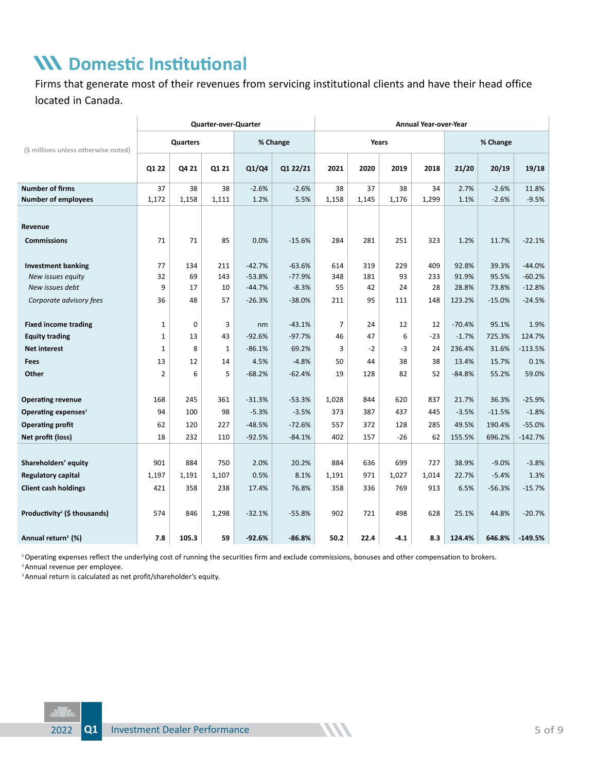# Domestic Institutional

Firms that generate most of their revenues from servicing institutional clients and have their head office located in Canada.

| ($ millions unless otherwise noted) | Quarter-over-Quarter | | | | | Annual Year-over-Year | | | | | | |
|---|---|---|---|---|---|---|---|---|---|---|---|---|
| | Quarters | | | % Change | | Years | | | | % Change | | |
| | Q1 22 | Q4 21 | Q1 21 | Q1/Q4 | Q1 22/21 | 2021 | 2020 | 2019 | 2018 | 21/20 | 20/19 | 19/18 |
| **Number of firms** | 37 | 38 | 38 | -2.6% | -2.6% | 38 | 37 | 38 | 34 | 2.7% | -2.6% | 11.8% |
| **Number of employees** | 1,172 | 1,158 | 1,111 | 1.2% | 5.5% | 1,158 | 1,145 | 1,176 | 1,299 | 1.1% | -2.6% | -9.5% |
| **Revenue** | | | | | | | | | | | | |
| **Commissions** | 71 | 71 | 85 | 0.0% | -15.6% | 284 | 281 | 251 | 323 | 1.2% | 11.7% | -22.1% |
| **Investment banking** | 77 | 134 | 211 | -42.7% | -63.6% | 614 | 319 | 229 | 409 | 92.8% | 39.3% | -44.0% |
| *New issues equity* | 32 | 69 | 143 | -53.8% | -77.9% | 348 | 181 | 93 | 233 | 91.9% | 95.5% | -60.2% |
| *New issues debt* | 9 | 17 | 10 | -44.7% | -8.3% | 55 | 42 | 24 | 28 | 28.8% | 73.8% | -12.8% |
| *Corporate advisory fees* | 36 | 48 | 57 | -26.3% | -38.0% | 211 | 95 | 111 | 148 | 123.2% | -15.0% | -24.5% |
| **Fixed income trading** | 1 | 0 | 3 | nm | -43.1% | 7 | 24 | 12 | 12 | -70.4% | 95.1% | 1.9% |
| **Equity trading** | 1 | 13 | 43 | -92.6% | -97.7% | 46 | 47 | 6 | -23 | -1.7% | 725.3% | 124.7% |
| **Net interest** | 1 | 8 | 1 | -86.1% | 69.2% | 3 | -2 | -3 | 24 | 236.4% | 31.6% | -113.5% |
| **Fees** | 13 | 12 | 14 | 4.5% | -4.8% | 50 | 44 | 38 | 38 | 13.4% | 15.7% | 0.1% |
| **Other** | 2 | 6 | 5 | -68.2% | -62.4% | 19 | 128 | 82 | 52 | -84.8% | 55.2% | 59.0% |
| **Operating revenue** | 168 | 245 | 361 | -31.3% | -53.3% | 1,028 | 844 | 620 | 837 | 21.7% | 36.3% | -25.9% |
| **Operating expenses**[1] | 94 | 100 | 98 | -5.3% | -3.5% | 373 | 387 | 437 | 445 | -3.5% | -11.5% | -1.8% |
| **Operating profit** | 62 | 120 | 227 | -48.5% | -72.6% | 557 | 372 | 128 | 285 | 49.5% | 190.4% | -55.0% |
| **Net profit (loss)** | 18 | 232 | 110 | -92.5% | -84.1% | 402 | 157 | -26 | 62 | 155.5% | 696.2% | -142.7% |
| **Shareholders' equity** | 901 | 884 | 750 | 2.0% | 20.2% | 884 | 636 | 699 | 727 | 38.9% | -9.0% | -3.8% |
| **Regulatory capital** | 1,197 | 1,191 | 1,107 | 0.5% | 8.1% | 1,191 | 971 | 1,027 | 1,014 | 22.7% | -5.4% | 1.3% |
| **Client cash holdings** | 421 | 358 | 238 | 17.4% | 76.8% | 358 | 336 | 769 | 913 | 6.5% | -56.3% | -15.7% |
| **Productivity**[2] **($ thousands)** | 574 | 846 | 1,298 | -32.1% | -55.8% | 902 | 721 | 498 | 628 | 25.1% | 44.8% | -20.7% |
| **Annual return**[3] **(%)** | **7.8** | **105.3** | **59** | **-92.6%** | **-86.8%** | **50.2** | **22.4** | **-4.1** | **8.3** | **124.4%** | **646.8%** | **-149.5%** |

[1] Operating expenses reflect the underlying cost of running the securities firm and exclude commissions, bonuses and other compensation to brokers.

[2] Annual revenue per employee.

[3] Annual return is calculated as net profit/shareholder's equity.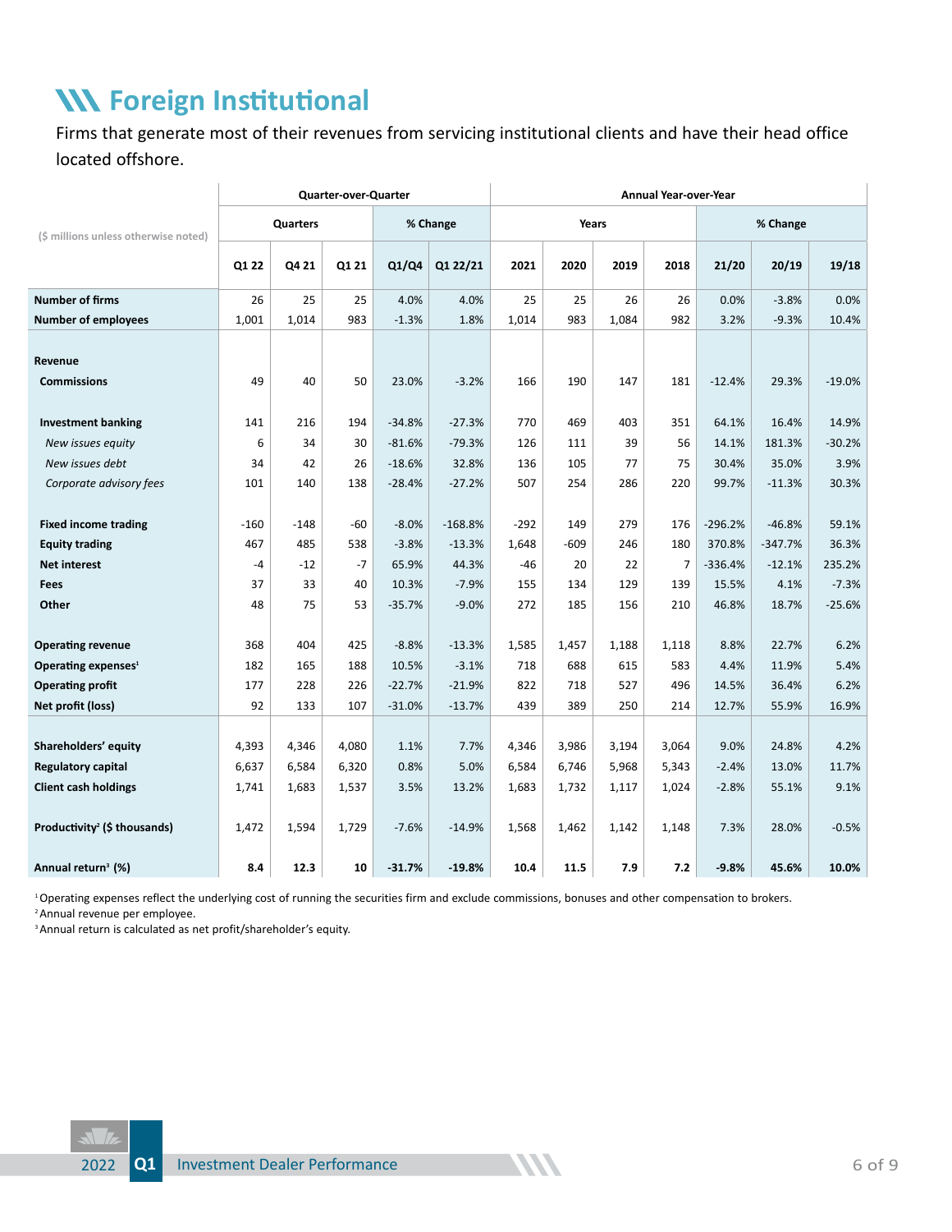# Foreign Institutional

Firms that generate most of their revenues from servicing institutional clients and have their head office located offshore.

| ($ millions unless otherwise noted) | Quarter-over-Quarter | | | | | Annual Year-over-Year | | | | | | |
|---|---|---|---|---|---|---|---|---|---|---|---|---|
| | Quarters | | | % Change | | Years | | | | % Change | | |
| | Q1 22 | Q4 21 | Q1 21 | Q1/Q4 | Q1 22/21 | 2021 | 2020 | 2019 | 2018 | 21/20 | 20/19 | 19/18 |
| **Number of firms** | 26 | 25 | 25 | 4.0% | 4.0% | 25 | 25 | 26 | 26 | 0.0% | -3.8% | 0.0% |
| **Number of employees** | 1,001 | 1,014 | 983 | -1.3% | 1.8% | 1,014 | 983 | 1,084 | 982 | 3.2% | -9.3% | 10.4% |
| **Revenue** | | | | | | | | | | | | |
| **Commissions** | 49 | 40 | 50 | 23.0% | -3.2% | 166 | 190 | 147 | 181 | -12.4% | 29.3% | -19.0% |
| **Investment banking** | 141 | 216 | 194 | -34.8% | -27.3% | 770 | 469 | 403 | 351 | 64.1% | 16.4% | 14.9% |
| *New issues equity* | 6 | 34 | 30 | -81.6% | -79.3% | 126 | 111 | 39 | 56 | 14.1% | 181.3% | -30.2% |
| *New issues debt* | 34 | 42 | 26 | -18.6% | 32.8% | 136 | 105 | 77 | 75 | 30.4% | 35.0% | 3.9% |
| *Corporate advisory fees* | 101 | 140 | 138 | -28.4% | -27.2% | 507 | 254 | 286 | 220 | 99.7% | -11.3% | 30.3% |
| **Fixed income trading** | -160 | -148 | -60 | -8.0% | -168.8% | -292 | 149 | 279 | 176 | -296.2% | -46.8% | 59.1% |
| **Equity trading** | 467 | 485 | 538 | -3.8% | -13.3% | 1,648 | -609 | 246 | 180 | 370.8% | -347.7% | 36.3% |
| **Net interest** | -4 | -12 | -7 | 65.9% | 44.3% | -46 | 20 | 22 | 7 | -336.4% | -12.1% | 235.2% |
| **Fees** | 37 | 33 | 40 | 10.3% | -7.9% | 155 | 134 | 129 | 139 | 15.5% | 4.1% | -7.3% |
| **Other** | 48 | 75 | 53 | -35.7% | -9.0% | 272 | 185 | 156 | 210 | 46.8% | 18.7% | -25.6% |
| **Operating revenue** | 368 | 404 | 425 | -8.8% | -13.3% | 1,585 | 1,457 | 1,188 | 1,118 | 8.8% | 22.7% | 6.2% |
| **Operating expenses[1]** | 182 | 165 | 188 | 10.5% | -3.1% | 718 | 688 | 615 | 583 | 4.4% | 11.9% | 5.4% |
| **Operating profit** | 177 | 228 | 226 | -22.7% | -21.9% | 822 | 718 | 527 | 496 | 14.5% | 36.4% | 6.2% |
| **Net profit (loss)** | 92 | 133 | 107 | -31.0% | -13.7% | 439 | 389 | 250 | 214 | 12.7% | 55.9% | 16.9% |
| **Shareholders' equity** | 4,393 | 4,346 | 4,080 | 1.1% | 7.7% | 4,346 | 3,986 | 3,194 | 3,064 | 9.0% | 24.8% | 4.2% |
| **Regulatory capital** | 6,637 | 6,584 | 6,320 | 0.8% | 5.0% | 6,584 | 6,746 | 5,968 | 5,343 | -2.4% | 13.0% | 11.7% |
| **Client cash holdings** | 1,741 | 1,683 | 1,537 | 3.5% | 13.2% | 1,683 | 1,732 | 1,117 | 1,024 | -2.8% | 55.1% | 9.1% |
| **Productivity[2] ($ thousands)** | 1,472 | 1,594 | 1,729 | -7.6% | -14.9% | 1,568 | 1,462 | 1,142 | 1,148 | 7.3% | 28.0% | -0.5% |
| **Annual return[3] (%)** | **8.4** | **12.3** | **10** | **-31.7%** | **-19.8%** | **10.4** | **11.5** | **7.9** | **7.2** | **-9.8%** | **45.6%** | **10.0%** |

[1] Operating expenses reflect the underlying cost of running the securities firm and exclude commissions, bonuses and other compensation to brokers.
[2] Annual revenue per employee.
[3] Annual return is calculated as net profit/shareholder's equity.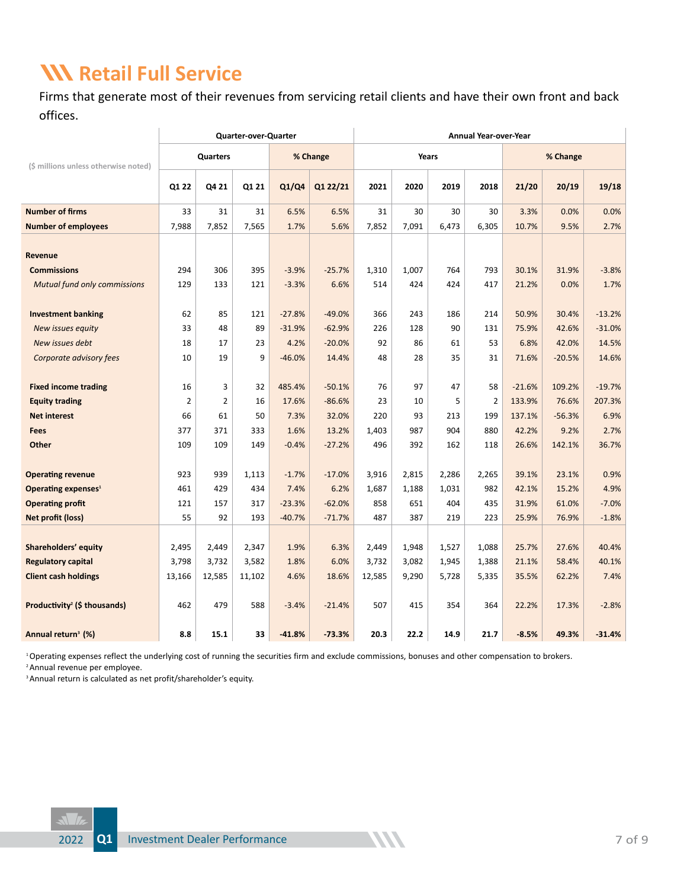# Retail Full Service

Firms that generate most of their revenues from servicing retail clients and have their own front and back offices.

| ($ millions unless otherwise noted) | Quarter-over-Quarter | | | | | Annual Year-over-Year | | | | | | |
|---|---|---|---|---|---|---|---|---|---|---|---|---|
| | Quarters | | | % Change | | Years | | | | % Change | | |
| | Q1 22 | Q4 21 | Q1 21 | Q1/Q4 | Q1 22/21 | 2021 | 2020 | 2019 | 2018 | 21/20 | 20/19 | 19/18 |
| **Number of firms** | 33 | 31 | 31 | 6.5% | 6.5% | 31 | 30 | 30 | 30 | 3.3% | 0.0% | 0.0% |
| **Number of employees** | 7,988 | 7,852 | 7,565 | 1.7% | 5.6% | 7,852 | 7,091 | 6,473 | 6,305 | 10.7% | 9.5% | 2.7% |
| **Revenue** | | | | | | | | | | | | |
| **Commissions** | 294 | 306 | 395 | -3.9% | -25.7% | 1,310 | 1,007 | 764 | 793 | 30.1% | 31.9% | -3.8% |
| *Mutual fund only commissions* | 129 | 133 | 121 | -3.3% | 6.6% | 514 | 424 | 424 | 417 | 21.2% | 0.0% | 1.7% |
| **Investment banking** | 62 | 85 | 121 | -27.8% | -49.0% | 366 | 243 | 186 | 214 | 50.9% | 30.4% | -13.2% |
| *New issues equity* | 33 | 48 | 89 | -31.9% | -62.9% | 226 | 128 | 90 | 131 | 75.9% | 42.6% | -31.0% |
| *New issues debt* | 18 | 17 | 23 | 4.2% | -20.0% | 92 | 86 | 61 | 53 | 6.8% | 42.0% | 14.5% |
| *Corporate advisory fees* | 10 | 19 | 9 | -46.0% | 14.4% | 48 | 28 | 35 | 31 | 71.6% | -20.5% | 14.6% |
| **Fixed income trading** | 16 | 3 | 32 | 485.4% | -50.1% | 76 | 97 | 47 | 58 | -21.6% | 109.2% | -19.7% |
| **Equity trading** | 2 | 2 | 16 | 17.6% | -86.6% | 23 | 10 | 5 | 2 | 133.9% | 76.6% | 207.3% |
| **Net interest** | 66 | 61 | 50 | 7.3% | 32.0% | 220 | 93 | 213 | 199 | 137.1% | -56.3% | 6.9% |
| **Fees** | 377 | 371 | 333 | 1.6% | 13.2% | 1,403 | 987 | 904 | 880 | 42.2% | 9.2% | 2.7% |
| **Other** | 109 | 109 | 149 | -0.4% | -27.2% | 496 | 392 | 162 | 118 | 26.6% | 142.1% | 36.7% |
| **Operating revenue** | 923 | 939 | 1,113 | -1.7% | -17.0% | 3,916 | 2,815 | 2,286 | 2,265 | 39.1% | 23.1% | 0.9% |
| **Operating expenses**[1] | 461 | 429 | 434 | 7.4% | 6.2% | 1,687 | 1,188 | 1,031 | 982 | 42.1% | 15.2% | 4.9% |
| **Operating profit** | 121 | 157 | 317 | -23.3% | -62.0% | 858 | 651 | 404 | 435 | 31.9% | 61.0% | -7.0% |
| **Net profit (loss)** | 55 | 92 | 193 | -40.7% | -71.7% | 487 | 387 | 219 | 223 | 25.9% | 76.9% | -1.8% |
| **Shareholders' equity** | 2,495 | 2,449 | 2,347 | 1.9% | 6.3% | 2,449 | 1,948 | 1,527 | 1,088 | 25.7% | 27.6% | 40.4% |
| **Regulatory capital** | 3,798 | 3,732 | 3,582 | 1.8% | 6.0% | 3,732 | 3,082 | 1,945 | 1,388 | 21.1% | 58.4% | 40.1% |
| **Client cash holdings** | 13,166 | 12,585 | 11,102 | 4.6% | 18.6% | 12,585 | 9,290 | 5,728 | 5,335 | 35.5% | 62.2% | 7.4% |
| **Productivity**[2] **($ thousands)** | 462 | 479 | 588 | -3.4% | -21.4% | 507 | 415 | 354 | 364 | 22.2% | 17.3% | -2.8% |
| **Annual return**[3] **(%)** | **8.8** | **15.1** | **33** | **-41.8%** | **-73.3%** | **20.3** | **22.2** | **14.9** | **21.7** | **-8.5%** | **49.3%** | **-31.4%** |

[1] Operating expenses reflect the underlying cost of running the securities firm and exclude commissions, bonuses and other compensation to brokers.
[2] Annual revenue per employee.
[3] Annual return is calculated as net profit/shareholder's equity.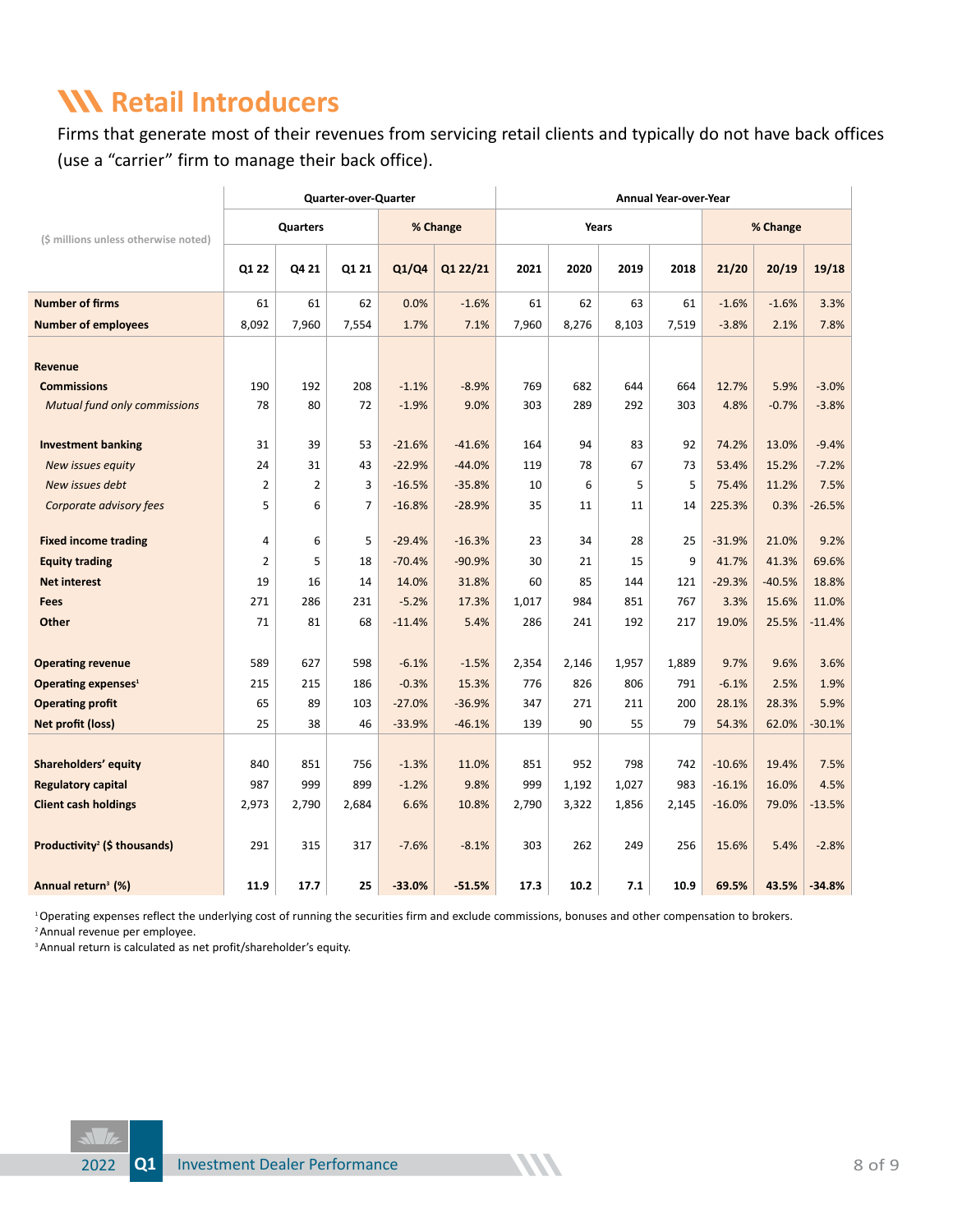# Retail Introducers

Firms that generate most of their revenues from servicing retail clients and typically do not have back offices (use a “carrier” firm to manage their back office).

| ($ millions unless otherwise noted) | Quarter-over-Quarter | | | | | Annual Year-over-Year | | | | | | |
|---|---|---|---|---|---|---|---|---|---|---|---|---|
| | Quarters | | | % Change | | Years | | | | % Change | | |
| | Q1 22 | Q4 21 | Q1 21 | Q1/Q4 | Q1 22/21 | 2021 | 2020 | 2019 | 2018 | 21/20 | 20/19 | 19/18 |
| **Number of firms** | 61 | 61 | 62 | 0.0% | -1.6% | 61 | 62 | 63 | 61 | -1.6% | -1.6% | 3.3% |
| **Number of employees** | 8,092 | 7,960 | 7,554 | 1.7% | 7.1% | 7,960 | 8,276 | 8,103 | 7,519 | -3.8% | 2.1% | 7.8% |
| **Revenue** | | | | | | | | | | | | |
| **Commissions** | 190 | 192 | 208 | -1.1% | -8.9% | 769 | 682 | 644 | 664 | 12.7% | 5.9% | -3.0% |
| *Mutual fund only commissions* | 78 | 80 | 72 | -1.9% | 9.0% | 303 | 289 | 292 | 303 | 4.8% | -0.7% | -3.8% |
| **Investment banking** | 31 | 39 | 53 | -21.6% | -41.6% | 164 | 94 | 83 | 92 | 74.2% | 13.0% | -9.4% |
| *New issues equity* | 24 | 31 | 43 | -22.9% | -44.0% | 119 | 78 | 67 | 73 | 53.4% | 15.2% | -7.2% |
| *New issues debt* | 2 | 2 | 3 | -16.5% | -35.8% | 10 | 6 | 5 | 5 | 75.4% | 11.2% | 7.5% |
| *Corporate advisory fees* | 5 | 6 | 7 | -16.8% | -28.9% | 35 | 11 | 11 | 14 | 225.3% | 0.3% | -26.5% |
| **Fixed income trading** | 4 | 6 | 5 | -29.4% | -16.3% | 23 | 34 | 28 | 25 | -31.9% | 21.0% | 9.2% |
| **Equity trading** | 2 | 5 | 18 | -70.4% | -90.9% | 30 | 21 | 15 | 9 | 41.7% | 41.3% | 69.6% |
| **Net interest** | 19 | 16 | 14 | 14.0% | 31.8% | 60 | 85 | 144 | 121 | -29.3% | -40.5% | 18.8% |
| **Fees** | 271 | 286 | 231 | -5.2% | 17.3% | 1,017 | 984 | 851 | 767 | 3.3% | 15.6% | 11.0% |
| **Other** | 71 | 81 | 68 | -11.4% | 5.4% | 286 | 241 | 192 | 217 | 19.0% | 25.5% | -11.4% |
| **Operating revenue** | 589 | 627 | 598 | -6.1% | -1.5% | 2,354 | 2,146 | 1,957 | 1,889 | 9.7% | 9.6% | 3.6% |
| **Operating expenses**[1] | 215 | 215 | 186 | -0.3% | 15.3% | 776 | 826 | 806 | 791 | -6.1% | 2.5% | 1.9% |
| **Operating profit** | 65 | 89 | 103 | -27.0% | -36.9% | 347 | 271 | 211 | 200 | 28.1% | 28.3% | 5.9% |
| **Net profit (loss)** | 25 | 38 | 46 | -33.9% | -46.1% | 139 | 90 | 55 | 79 | 54.3% | 62.0% | -30.1% |
| **Shareholders' equity** | 840 | 851 | 756 | -1.3% | 11.0% | 851 | 952 | 798 | 742 | -10.6% | 19.4% | 7.5% |
| **Regulatory capital** | 987 | 999 | 899 | -1.2% | 9.8% | 999 | 1,192 | 1,027 | 983 | -16.1% | 16.0% | 4.5% |
| **Client cash holdings** | 2,973 | 2,790 | 2,684 | 6.6% | 10.8% | 2,790 | 3,322 | 1,856 | 2,145 | -16.0% | 79.0% | -13.5% |
| **Productivity**[2] **($ thousands)** | 291 | 315 | 317 | -7.6% | -8.1% | 303 | 262 | 249 | 256 | 15.6% | 5.4% | -2.8% |
| **Annual return**[3] **(%)** | **11.9** | **17.7** | **25** | **-33.0%** | **-51.5%** | **17.3** | **10.2** | **7.1** | **10.9** | **69.5%** | **43.5%** | **-34.8%** |

[1] Operating expenses reflect the underlying cost of running the securities firm and exclude commissions, bonuses and other compensation to brokers.
[2] Annual revenue per employee.
[3] Annual return is calculated as net profit/shareholder's equity.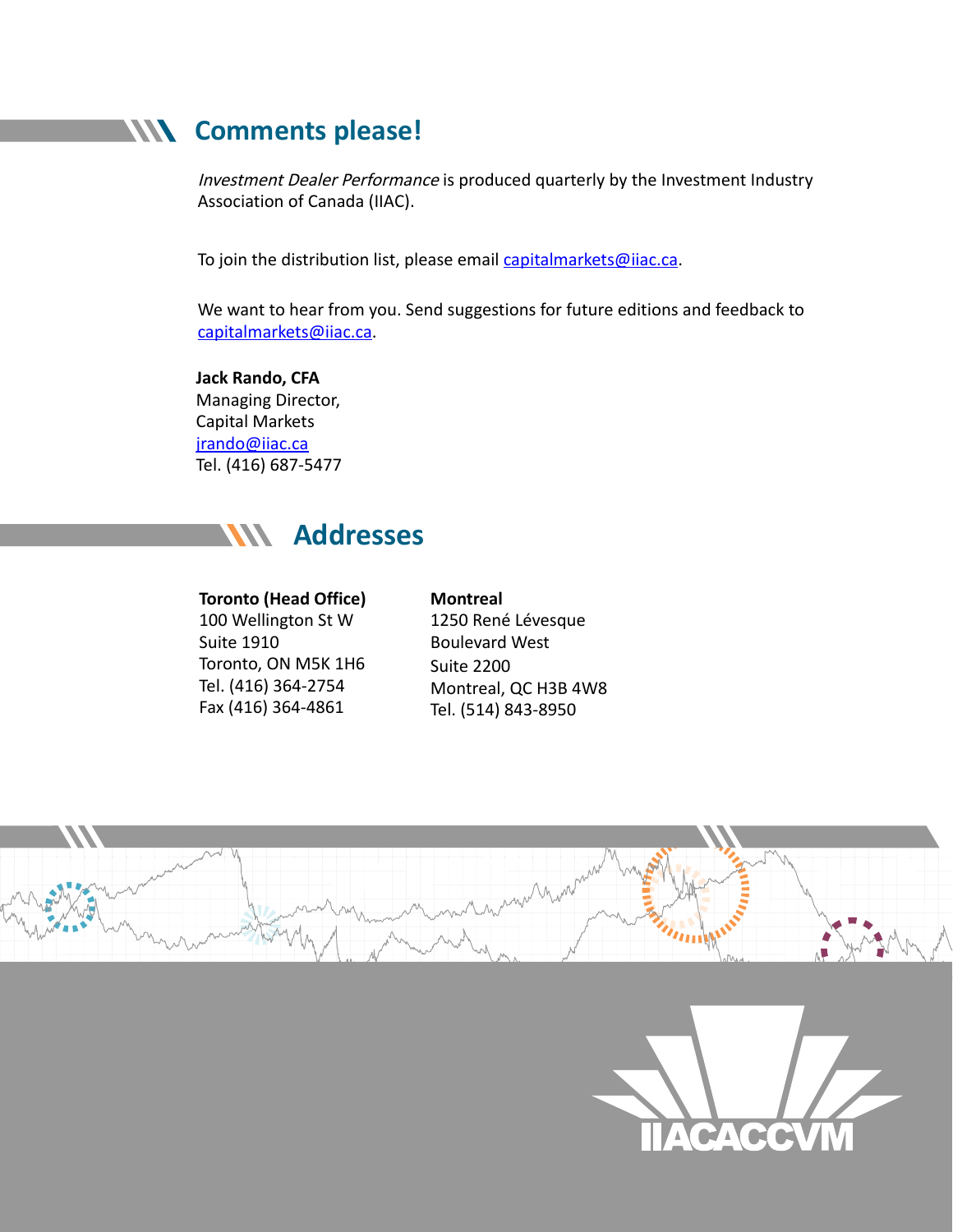## Comments please!

*Investment Dealer Performance* is produced quarterly by the Investment Industry Association of Canada (IIAC).

To join the distribution list, please email capitalmarkets@iiac.ca.

We want to hear from you. Send suggestions for future editions and feedback to capitalmarkets@iiac.ca.

**Jack Rando, CFA**
Managing Director,
Capital Markets
jrando@iiac.ca
Tel. (416) 687-5477

## Addresses

**Toronto (Head Office)**
100 Wellington St W
Suite 1910
Toronto, ON M5K 1H6
Tel. (416) 364-2754
Fax (416) 364-4861

**Montreal**
1250 René Lévesque
Boulevard West
Suite 2200
Montreal, QC H3B 4W8
Tel. (514) 843-8950

IIACACCVM